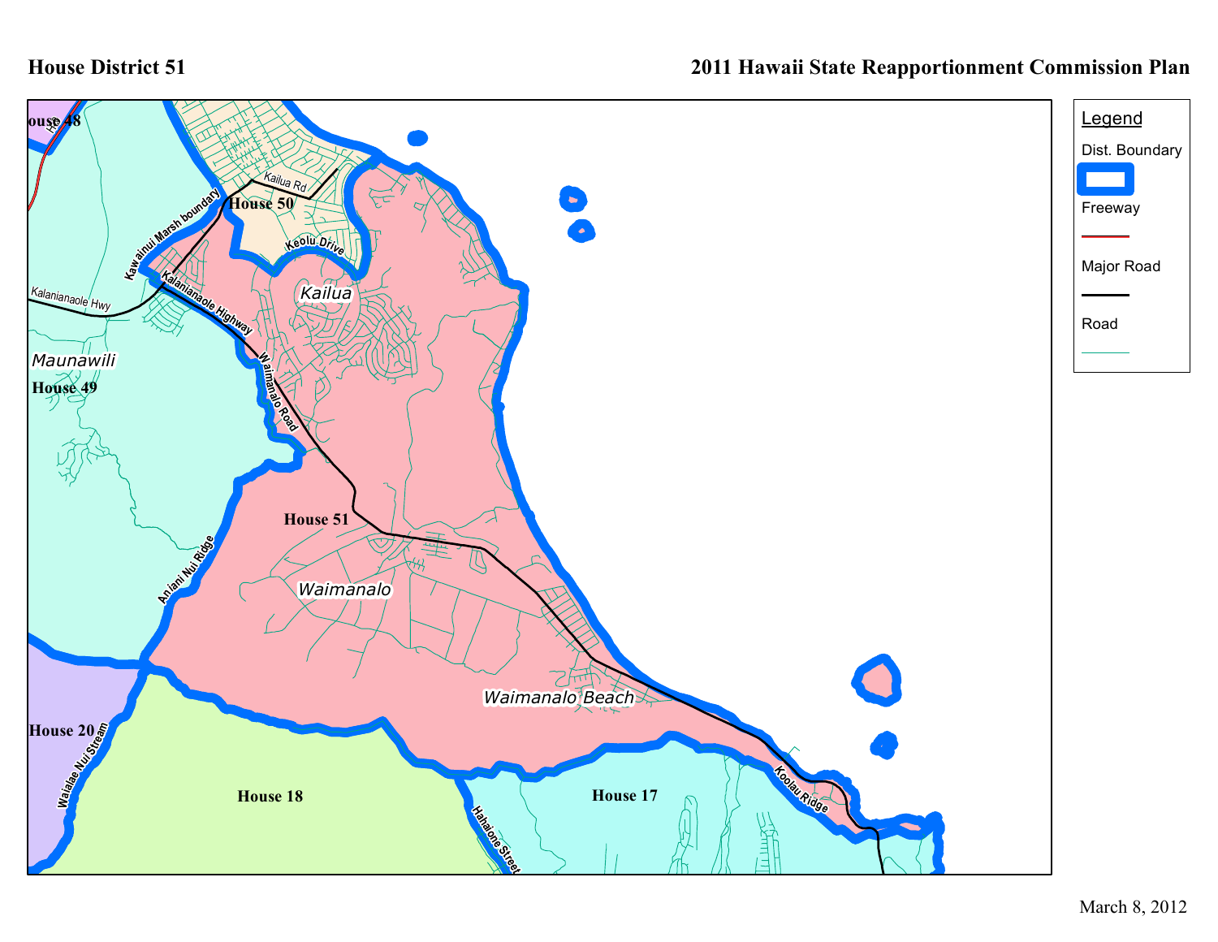# House District 51

## 2011 Hawaii State Reapportionment Commission Plan

House 48

House 50

Kailua Rd

Keolu Drive

Kawainui Marsh boundary

Kalanianaole Hwy

Kalanianaole Highway

Kailua

Maunawili

House 49

Waimanalo Road

House 51

Aniani Nui Ridge

Waimanalo

Waimanalo Beach

House 20

Waialae Nui Stream

House 18

Hahaione Street

House 17

Koolau Ridge

**Legend**

- Dist. Boundary
- Freeway
- Major Road
- Road

March 8, 2012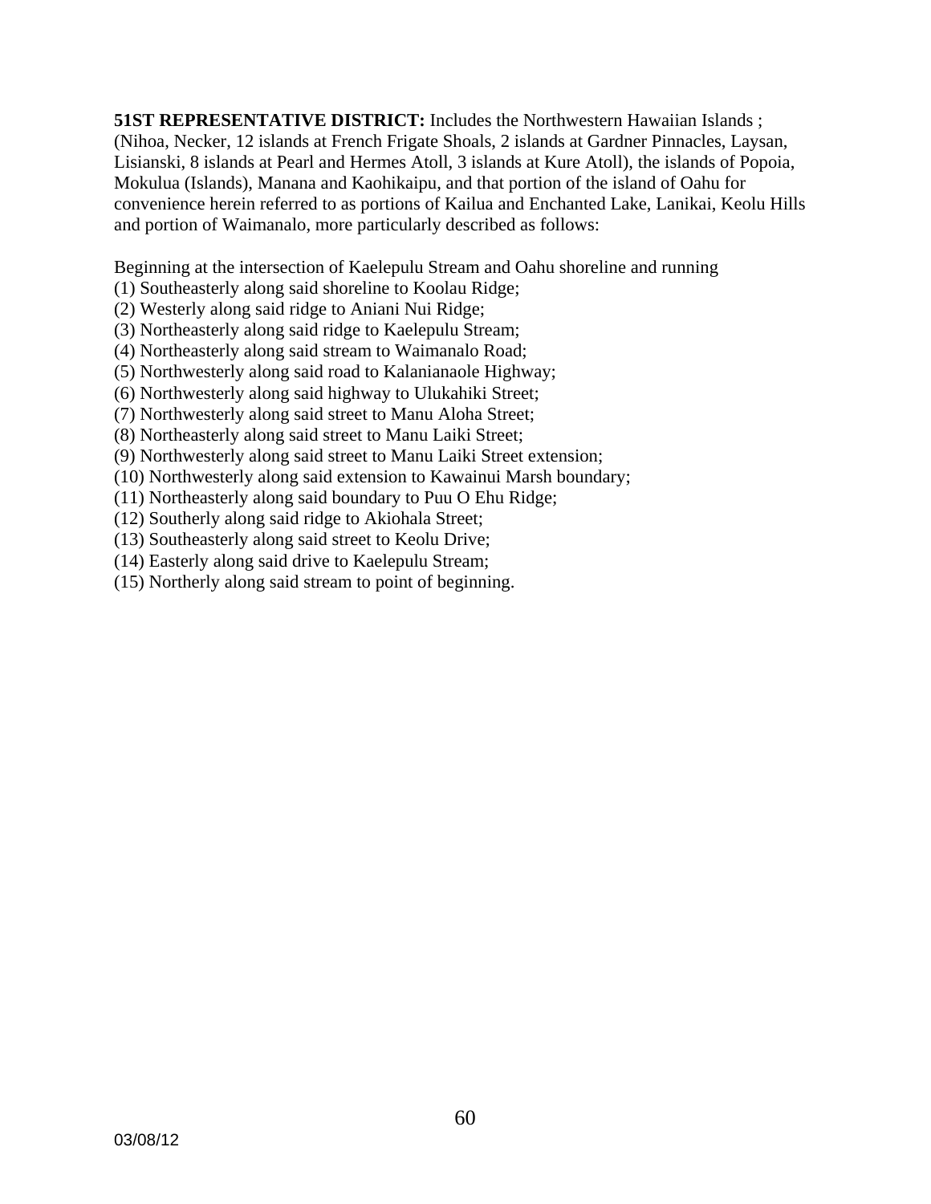**51ST REPRESENTATIVE DISTRICT:** Includes the Northwestern Hawaiian Islands ; (Nihoa, Necker, 12 islands at French Frigate Shoals, 2 islands at Gardner Pinnacles, Laysan, Lisianski, 8 islands at Pearl and Hermes Atoll, 3 islands at Kure Atoll), the islands of Popoia, Mokulua (Islands), Manana and Kaohikaipu, and that portion of the island of Oahu for convenience herein referred to as portions of Kailua and Enchanted Lake, Lanikai, Keolu Hills and portion of Waimanalo, more particularly described as follows:

Beginning at the intersection of Kaelepulu Stream and Oahu shoreline and running
(1) Southeasterly along said shoreline to Koolau Ridge;
(2) Westerly along said ridge to Aniani Nui Ridge;
(3) Northeasterly along said ridge to Kaelepulu Stream;
(4) Northeasterly along said stream to Waimanalo Road;
(5) Northwesterly along said road to Kalanianaole Highway;
(6) Northwesterly along said highway to Ulukahiki Street;
(7) Northwesterly along said street to Manu Aloha Street;
(8) Northeasterly along said street to Manu Laiki Street;
(9) Northwesterly along said street to Manu Laiki Street extension;
(10) Northwesterly along said extension to Kawainui Marsh boundary;
(11) Northeasterly along said boundary to Puu O Ehu Ridge;
(12) Southerly along said ridge to Akiohala Street;
(13) Southeasterly along said street to Keolu Drive;
(14) Easterly along said drive to Kaelepulu Stream;
(15) Northerly along said stream to point of beginning.